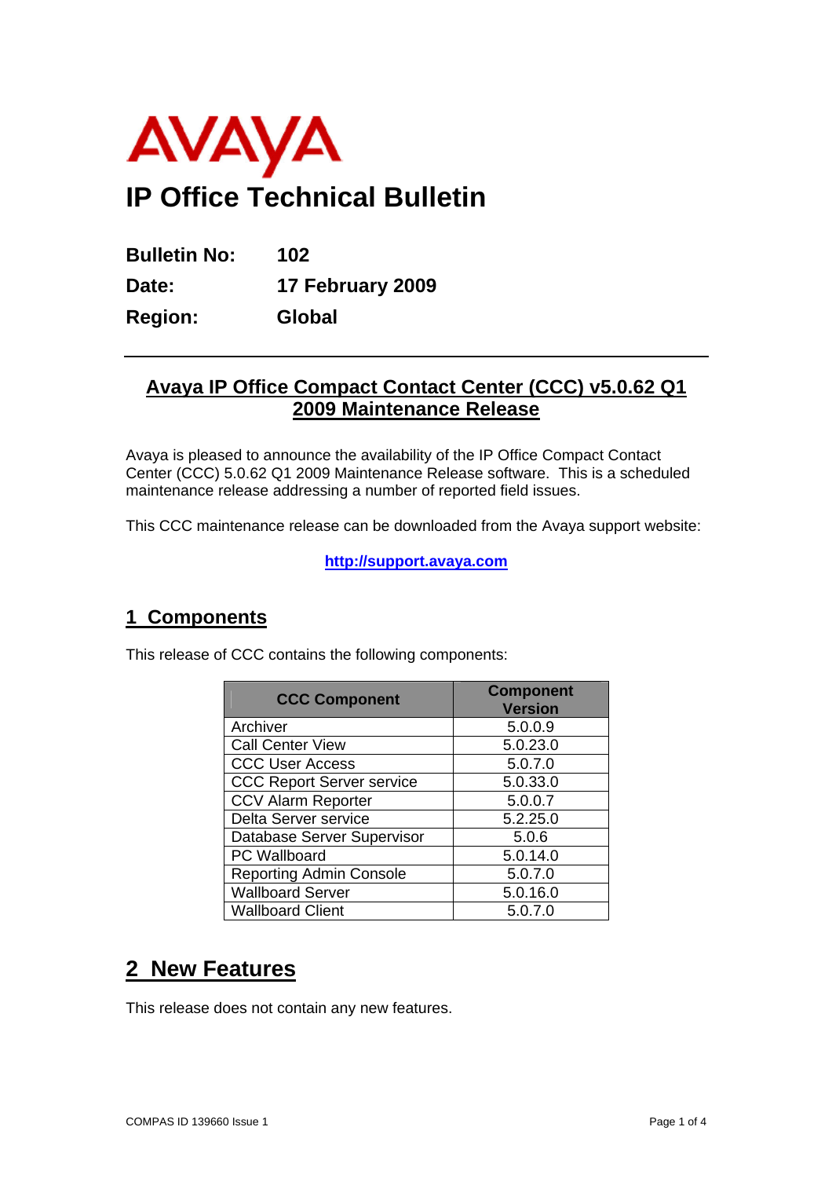AVAYA

# IP Office Technical Bulletin

**Bulletin No:** 102

**Date:** 17 February 2009

**Region:** Global

---

## Avaya IP Office Compact Contact Center (CCC) v5.0.62 Q1 2009 Maintenance Release

Avaya is pleased to announce the availability of the IP Office Compact Contact Center (CCC) 5.0.62 Q1 2009 Maintenance Release software. This is a scheduled maintenance release addressing a number of reported field issues.

This CCC maintenance release can be downloaded from the Avaya support website:

http://support.avaya.com

## 1 Components

This release of CCC contains the following components:

| CCC Component | Component Version |
|---|---|
| Archiver | 5.0.0.9 |
| Call Center View | 5.0.23.0 |
| CCC User Access | 5.0.7.0 |
| CCC Report Server service | 5.0.33.0 |
| CCV Alarm Reporter | 5.0.0.7 |
| Delta Server service | 5.2.25.0 |
| Database Server Supervisor | 5.0.6 |
| PC Wallboard | 5.0.14.0 |
| Reporting Admin Console | 5.0.7.0 |
| Wallboard Server | 5.0.16.0 |
| Wallboard Client | 5.0.7.0 |

## 2 New Features

This release does not contain any new features.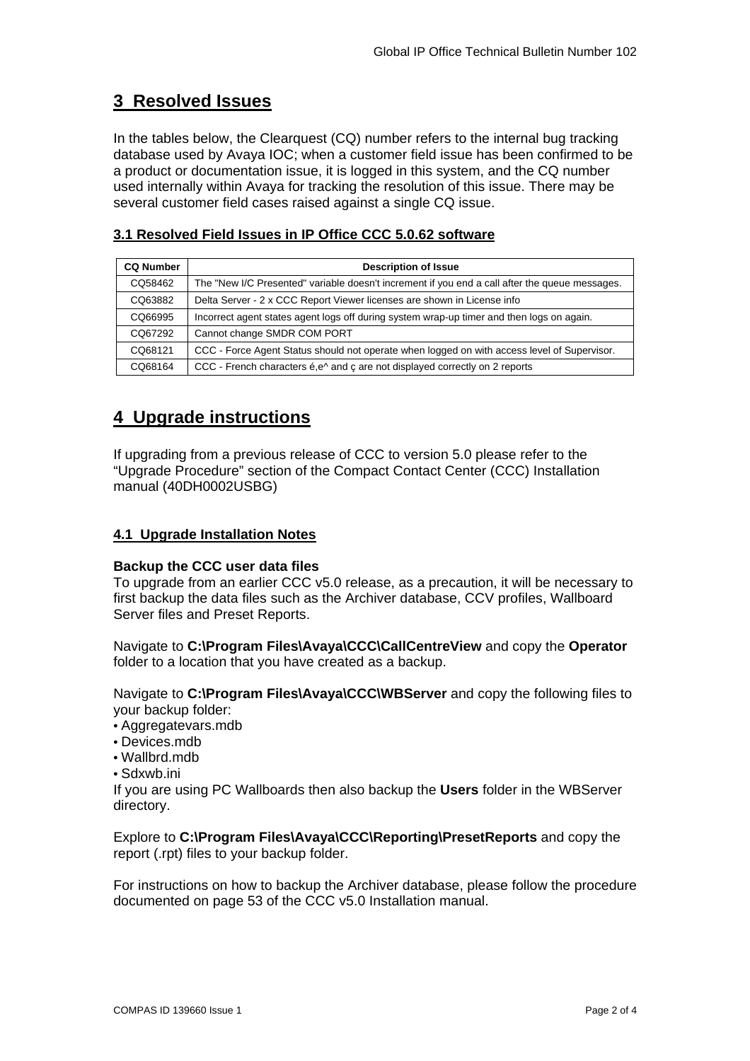# 3 Resolved Issues

In the tables below, the Clearquest (CQ) number refers to the internal bug tracking database used by Avaya IOC; when a customer field issue has been confirmed to be a product or documentation issue, it is logged in this system, and the CQ number used internally within Avaya for tracking the resolution of this issue. There may be several customer field cases raised against a single CQ issue.

### 3.1 Resolved Field Issues in IP Office CCC 5.0.62 software

| CQ Number | Description of Issue |
|---|---|
| CQ58462 | The "New I/C Presented" variable doesn't increment if you end a call after the queue messages. |
| CQ63882 | Delta Server - 2 x CCC Report Viewer licenses are shown in License info |
| CQ66995 | Incorrect agent states agent logs off during system wrap-up timer and then logs on again. |
| CQ67292 | Cannot change SMDR COM PORT |
| CQ68121 | CCC - Force Agent Status should not operate when logged on with access level of Supervisor. |
| CQ68164 | CCC - French characters é,e^ and ç are not displayed correctly on 2 reports |

# 4 Upgrade instructions

If upgrading from a previous release of CCC to version 5.0 please refer to the "Upgrade Procedure" section of the Compact Contact Center (CCC) Installation manual (40DH0002USBG)

### 4.1 Upgrade Installation Notes

**Backup the CCC user data files**
To upgrade from an earlier CCC v5.0 release, as a precaution, it will be necessary to first backup the data files such as the Archiver database, CCV profiles, Wallboard Server files and Preset Reports.

Navigate to **C:\Program Files\Avaya\CCC\CallCentreView** and copy the **Operator** folder to a location that you have created as a backup.

Navigate to **C:\Program Files\Avaya\CCC\WBServer** and copy the following files to your backup folder:

- Aggregatevars.mdb
- Devices.mdb
- Wallbrd.mdb
- Sdxwb.ini

If you are using PC Wallboards then also backup the **Users** folder in the WBServer directory.

Explore to **C:\Program Files\Avaya\CCC\Reporting\PresetReports** and copy the report (.rpt) files to your backup folder.

For instructions on how to backup the Archiver database, please follow the procedure documented on page 53 of the CCC v5.0 Installation manual.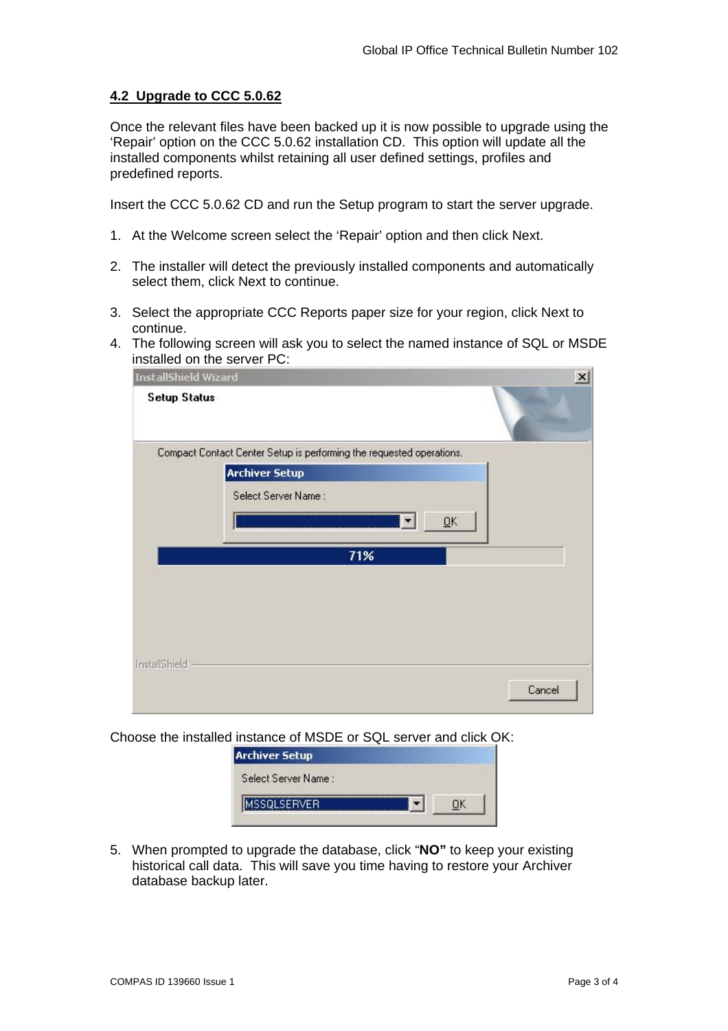## 4.2 Upgrade to CCC 5.0.62

Once the relevant files have been backed up it is now possible to upgrade using the 'Repair' option on the CCC 5.0.62 installation CD. This option will update all the installed components whilst retaining all user defined settings, profiles and predefined reports.

Insert the CCC 5.0.62 CD and run the Setup program to start the server upgrade.

1. At the Welcome screen select the 'Repair' option and then click Next.

2. The installer will detect the previously installed components and automatically select them, click Next to continue.

3. Select the appropriate CCC Reports paper size for your region, click Next to continue.
4. The following screen will ask you to select the named instance of SQL or MSDE installed on the server PC:

Choose the installed instance of MSDE or SQL server and click OK:

5. When prompted to upgrade the database, click "**NO"** to keep your existing historical call data. This will save you time having to restore your Archiver database backup later.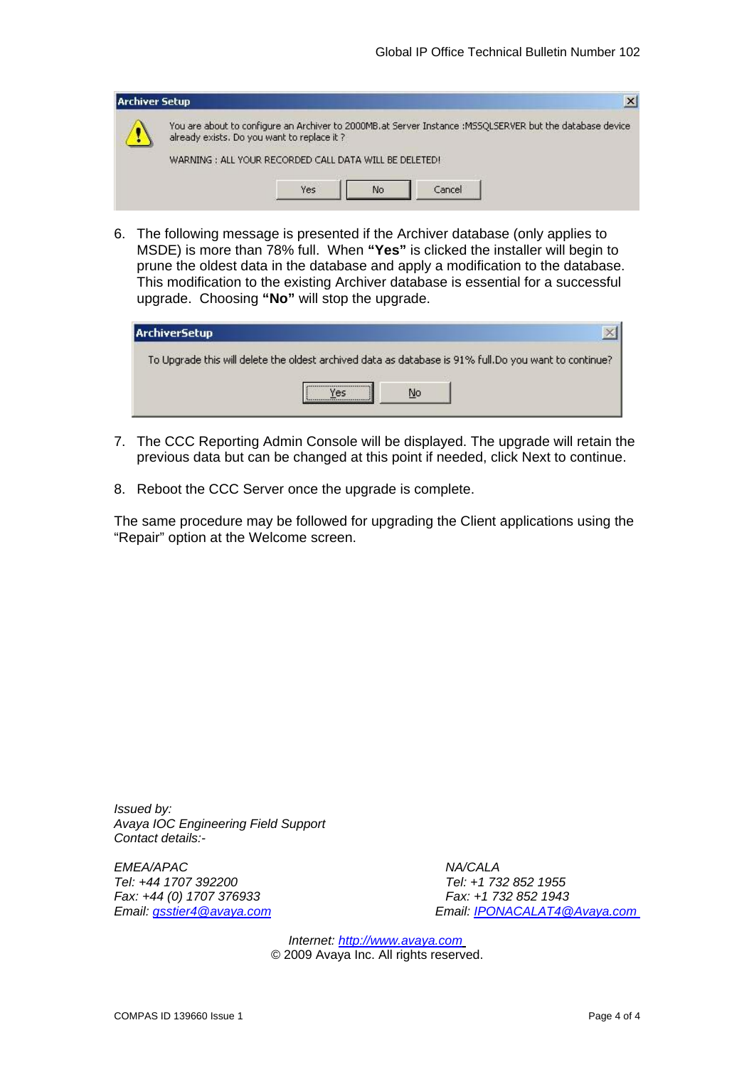Archiver Setup

You are about to configure an Archiver to 2000MB.at Server Instance :MSSQLSERVER but the database device already exists. Do you want to replace it ?

WARNING : ALL YOUR RECORDED CALL DATA WILL BE DELETED!

Yes No Cancel

6. The following message is presented if the Archiver database (only applies to MSDE) is more than 78% full. When **"Yes"** is clicked the installer will begin to prune the oldest data in the database and apply a modification to the database. This modification to the existing Archiver database is essential for a successful upgrade. Choosing **"No"** will stop the upgrade.

ArchiverSetup

To Upgrade this will delete the oldest archived data as database is 91% full.Do you want to continue?

Yes No

7. The CCC Reporting Admin Console will be displayed. The upgrade will retain the previous data but can be changed at this point if needed, click Next to continue.

8. Reboot the CCC Server once the upgrade is complete.

The same procedure may be followed for upgrading the Client applications using the "Repair" option at the Welcome screen.

*Issued by:*
*Avaya IOC Engineering Field Support*
*Contact details:-*

*EMEA/APAC*
*Tel: +44 1707 392200*
*Fax: +44 (0) 1707 376933*
*Email: gsstier4@avaya.com*

*NA/CALA*
*Tel: +1 732 852 1955*
*Fax: +1 732 852 1943*
*Email: IPONACALAT4@Avaya.com*

*Internet: http://www.avaya.com*
© 2009 Avaya Inc. All rights reserved.

COMPAS ID 139660 Issue 1